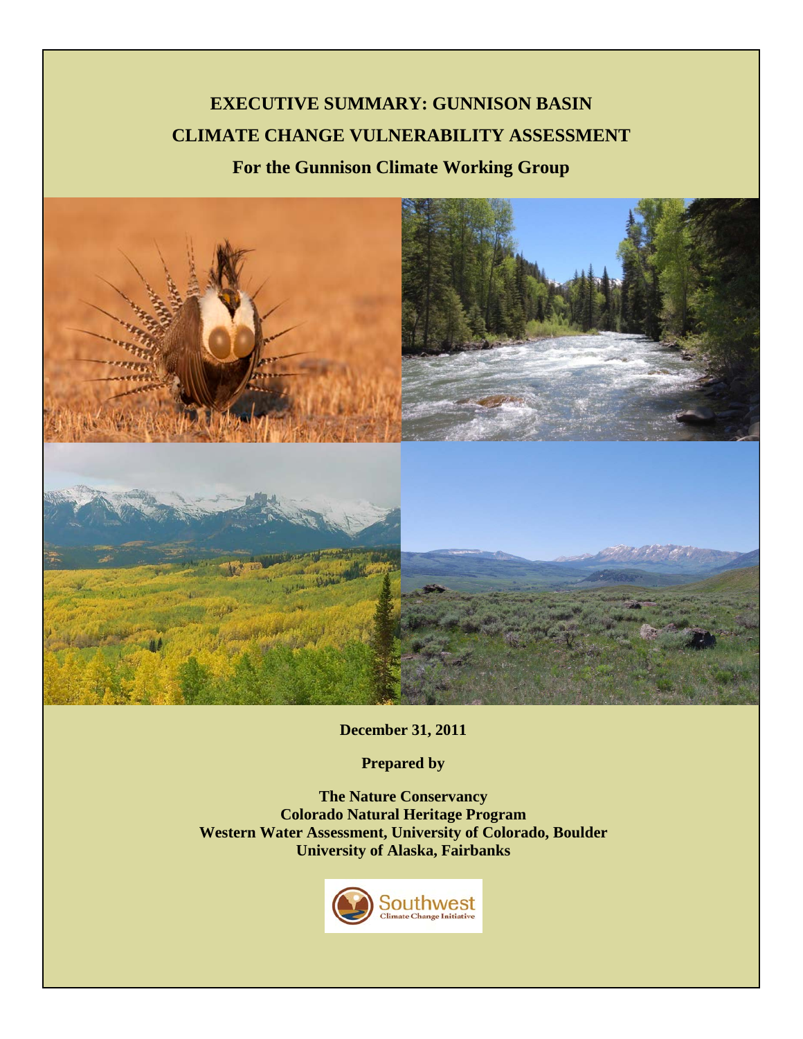# EXECUTIVE SUMMARY: GUNNISON BASIN CLIMATE CHANGE VULNERABILITY ASSESSMENT

## For the Gunnison Climate Working Group

**December 31, 2011**

**Prepared by**

**The Nature Conservancy**
**Colorado Natural Heritage Program**
**Western Water Assessment, University of Colorado, Boulder**
**University of Alaska, Fairbanks**

Southwest Climate Change Initiative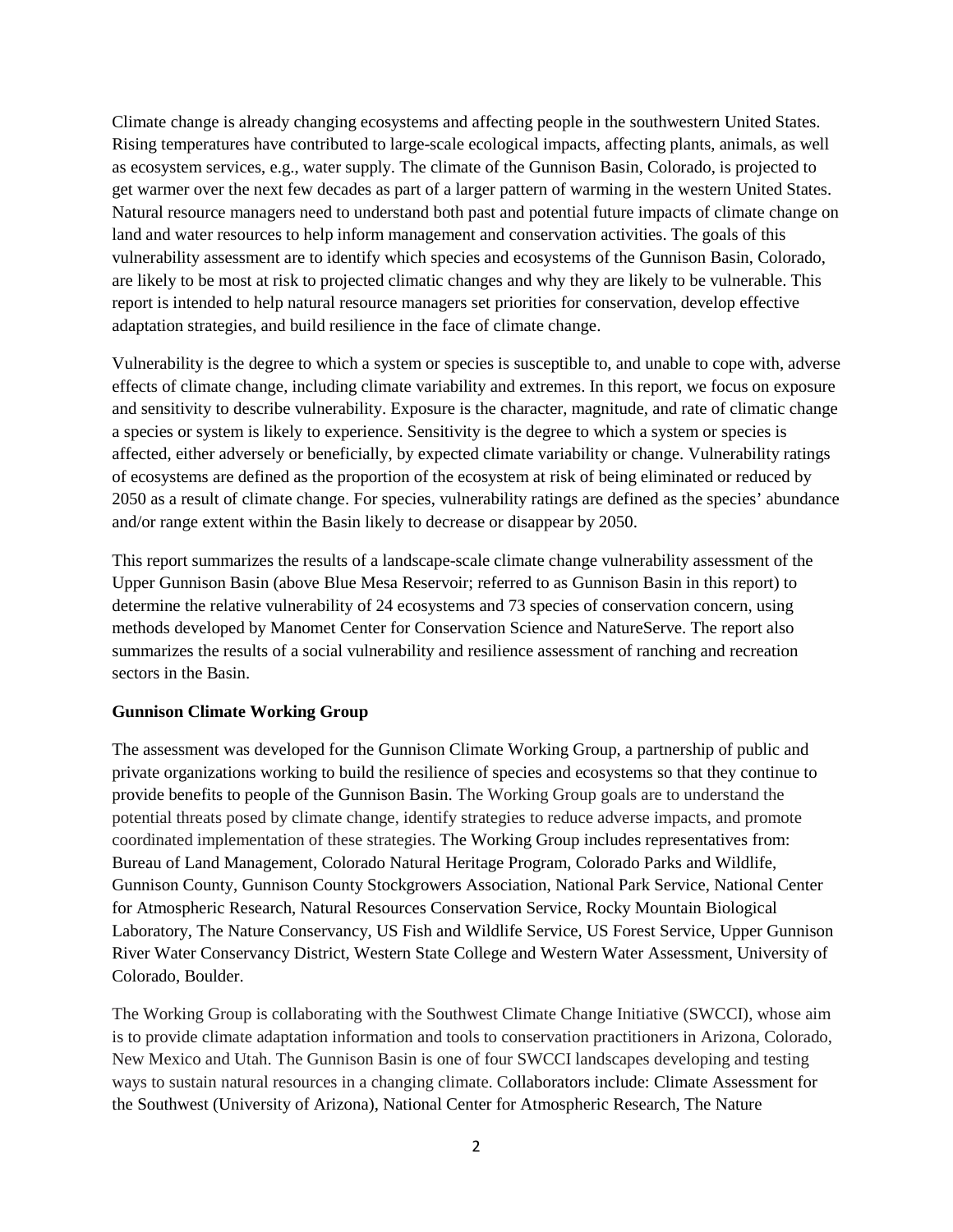Climate change is already changing ecosystems and affecting people in the southwestern United States. Rising temperatures have contributed to large-scale ecological impacts, affecting plants, animals, as well as ecosystem services, e.g., water supply. The climate of the Gunnison Basin, Colorado, is projected to get warmer over the next few decades as part of a larger pattern of warming in the western United States. Natural resource managers need to understand both past and potential future impacts of climate change on land and water resources to help inform management and conservation activities. The goals of this vulnerability assessment are to identify which species and ecosystems of the Gunnison Basin, Colorado, are likely to be most at risk to projected climatic changes and why they are likely to be vulnerable. This report is intended to help natural resource managers set priorities for conservation, develop effective adaptation strategies, and build resilience in the face of climate change.

Vulnerability is the degree to which a system or species is susceptible to, and unable to cope with, adverse effects of climate change, including climate variability and extremes. In this report, we focus on exposure and sensitivity to describe vulnerability. Exposure is the character, magnitude, and rate of climatic change a species or system is likely to experience. Sensitivity is the degree to which a system or species is affected, either adversely or beneficially, by expected climate variability or change. Vulnerability ratings of ecosystems are defined as the proportion of the ecosystem at risk of being eliminated or reduced by 2050 as a result of climate change. For species, vulnerability ratings are defined as the species' abundance and/or range extent within the Basin likely to decrease or disappear by 2050.

This report summarizes the results of a landscape-scale climate change vulnerability assessment of the Upper Gunnison Basin (above Blue Mesa Reservoir; referred to as Gunnison Basin in this report) to determine the relative vulnerability of 24 ecosystems and 73 species of conservation concern, using methods developed by Manomet Center for Conservation Science and NatureServe. The report also summarizes the results of a social vulnerability and resilience assessment of ranching and recreation sectors in the Basin.

**Gunnison Climate Working Group**

The assessment was developed for the Gunnison Climate Working Group, a partnership of public and private organizations working to build the resilience of species and ecosystems so that they continue to provide benefits to people of the Gunnison Basin. The Working Group goals are to understand the potential threats posed by climate change, identify strategies to reduce adverse impacts, and promote coordinated implementation of these strategies. The Working Group includes representatives from: Bureau of Land Management, Colorado Natural Heritage Program, Colorado Parks and Wildlife, Gunnison County, Gunnison County Stockgrowers Association, National Park Service, National Center for Atmospheric Research, Natural Resources Conservation Service, Rocky Mountain Biological Laboratory, The Nature Conservancy, US Fish and Wildlife Service, US Forest Service, Upper Gunnison River Water Conservancy District, Western State College and Western Water Assessment, University of Colorado, Boulder.

The Working Group is collaborating with the Southwest Climate Change Initiative (SWCCI), whose aim is to provide climate adaptation information and tools to conservation practitioners in Arizona, Colorado, New Mexico and Utah. The Gunnison Basin is one of four SWCCI landscapes developing and testing ways to sustain natural resources in a changing climate. Collaborators include: Climate Assessment for the Southwest (University of Arizona), National Center for Atmospheric Research, The Nature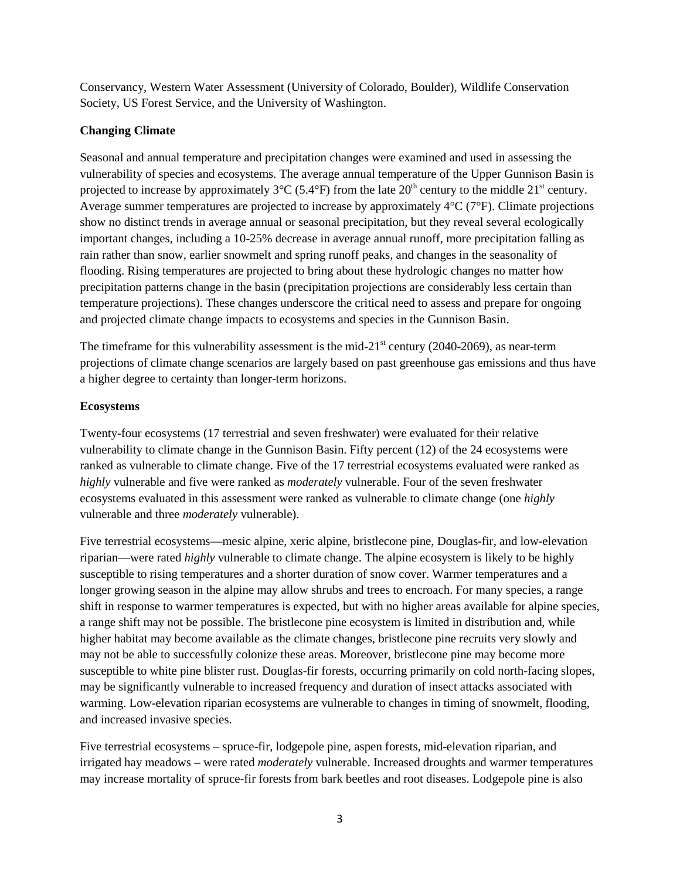Conservancy, Western Water Assessment (University of Colorado, Boulder), Wildlife Conservation Society, US Forest Service, and the University of Washington.

**Changing Climate**

Seasonal and annual temperature and precipitation changes were examined and used in assessing the vulnerability of species and ecosystems. The average annual temperature of the Upper Gunnison Basin is projected to increase by approximately 3°C (5.4°F) from the late 20th century to the middle 21st century. Average summer temperatures are projected to increase by approximately 4°C (7°F). Climate projections show no distinct trends in average annual or seasonal precipitation, but they reveal several ecologically important changes, including a 10-25% decrease in average annual runoff, more precipitation falling as rain rather than snow, earlier snowmelt and spring runoff peaks, and changes in the seasonality of flooding. Rising temperatures are projected to bring about these hydrologic changes no matter how precipitation patterns change in the basin (precipitation projections are considerably less certain than temperature projections). These changes underscore the critical need to assess and prepare for ongoing and projected climate change impacts to ecosystems and species in the Gunnison Basin.

The timeframe for this vulnerability assessment is the mid-21st century (2040-2069), as near-term projections of climate change scenarios are largely based on past greenhouse gas emissions and thus have a higher degree to certainty than longer-term horizons.

**Ecosystems**

Twenty-four ecosystems (17 terrestrial and seven freshwater) were evaluated for their relative vulnerability to climate change in the Gunnison Basin. Fifty percent (12) of the 24 ecosystems were ranked as vulnerable to climate change. Five of the 17 terrestrial ecosystems evaluated were ranked as *highly* vulnerable and five were ranked as *moderately* vulnerable. Four of the seven freshwater ecosystems evaluated in this assessment were ranked as vulnerable to climate change (one *highly* vulnerable and three *moderately* vulnerable).

Five terrestrial ecosystems—mesic alpine, xeric alpine, bristlecone pine, Douglas-fir, and low-elevation riparian—were rated *highly* vulnerable to climate change. The alpine ecosystem is likely to be highly susceptible to rising temperatures and a shorter duration of snow cover. Warmer temperatures and a longer growing season in the alpine may allow shrubs and trees to encroach. For many species, a range shift in response to warmer temperatures is expected, but with no higher areas available for alpine species, a range shift may not be possible. The bristlecone pine ecosystem is limited in distribution and, while higher habitat may become available as the climate changes, bristlecone pine recruits very slowly and may not be able to successfully colonize these areas. Moreover, bristlecone pine may become more susceptible to white pine blister rust. Douglas-fir forests, occurring primarily on cold north-facing slopes, may be significantly vulnerable to increased frequency and duration of insect attacks associated with warming. Low-elevation riparian ecosystems are vulnerable to changes in timing of snowmelt, flooding, and increased invasive species.

Five terrestrial ecosystems – spruce-fir, lodgepole pine, aspen forests, mid-elevation riparian, and irrigated hay meadows – were rated *moderately* vulnerable. Increased droughts and warmer temperatures may increase mortality of spruce-fir forests from bark beetles and root diseases. Lodgepole pine is also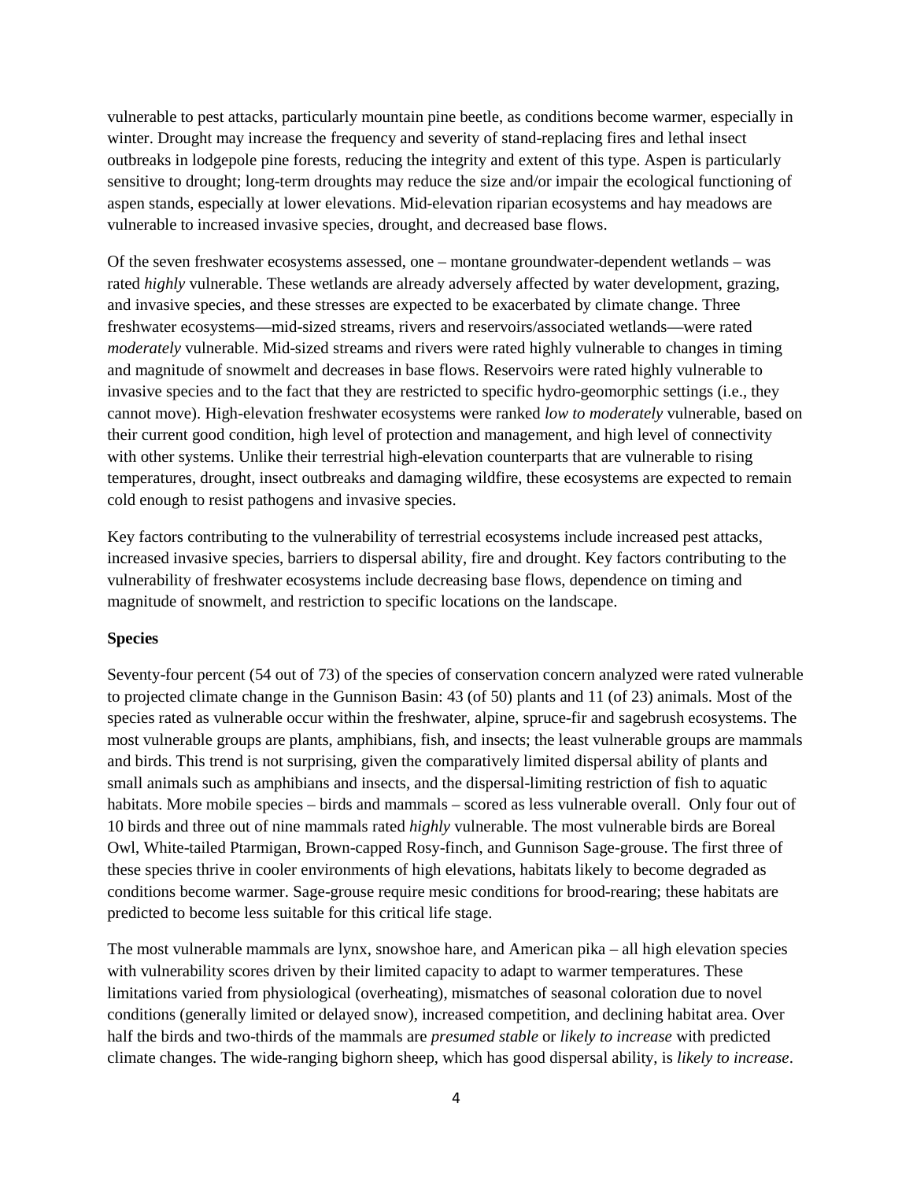vulnerable to pest attacks, particularly mountain pine beetle, as conditions become warmer, especially in winter. Drought may increase the frequency and severity of stand-replacing fires and lethal insect outbreaks in lodgepole pine forests, reducing the integrity and extent of this type. Aspen is particularly sensitive to drought; long-term droughts may reduce the size and/or impair the ecological functioning of aspen stands, especially at lower elevations. Mid-elevation riparian ecosystems and hay meadows are vulnerable to increased invasive species, drought, and decreased base flows.

Of the seven freshwater ecosystems assessed, one – montane groundwater-dependent wetlands – was rated *highly* vulnerable. These wetlands are already adversely affected by water development, grazing, and invasive species, and these stresses are expected to be exacerbated by climate change. Three freshwater ecosystems—mid-sized streams, rivers and reservoirs/associated wetlands—were rated *moderately* vulnerable. Mid-sized streams and rivers were rated highly vulnerable to changes in timing and magnitude of snowmelt and decreases in base flows. Reservoirs were rated highly vulnerable to invasive species and to the fact that they are restricted to specific hydro-geomorphic settings (i.e., they cannot move). High-elevation freshwater ecosystems were ranked *low to moderately* vulnerable, based on their current good condition, high level of protection and management, and high level of connectivity with other systems. Unlike their terrestrial high-elevation counterparts that are vulnerable to rising temperatures, drought, insect outbreaks and damaging wildfire, these ecosystems are expected to remain cold enough to resist pathogens and invasive species.

Key factors contributing to the vulnerability of terrestrial ecosystems include increased pest attacks, increased invasive species, barriers to dispersal ability, fire and drought. Key factors contributing to the vulnerability of freshwater ecosystems include decreasing base flows, dependence on timing and magnitude of snowmelt, and restriction to specific locations on the landscape.

**Species**

Seventy-four percent (54 out of 73) of the species of conservation concern analyzed were rated vulnerable to projected climate change in the Gunnison Basin: 43 (of 50) plants and 11 (of 23) animals. Most of the species rated as vulnerable occur within the freshwater, alpine, spruce-fir and sagebrush ecosystems. The most vulnerable groups are plants, amphibians, fish, and insects; the least vulnerable groups are mammals and birds. This trend is not surprising, given the comparatively limited dispersal ability of plants and small animals such as amphibians and insects, and the dispersal-limiting restriction of fish to aquatic habitats. More mobile species – birds and mammals – scored as less vulnerable overall. Only four out of 10 birds and three out of nine mammals rated *highly* vulnerable. The most vulnerable birds are Boreal Owl, White-tailed Ptarmigan, Brown-capped Rosy-finch, and Gunnison Sage-grouse. The first three of these species thrive in cooler environments of high elevations, habitats likely to become degraded as conditions become warmer. Sage-grouse require mesic conditions for brood-rearing; these habitats are predicted to become less suitable for this critical life stage.

The most vulnerable mammals are lynx, snowshoe hare, and American pika – all high elevation species with vulnerability scores driven by their limited capacity to adapt to warmer temperatures. These limitations varied from physiological (overheating), mismatches of seasonal coloration due to novel conditions (generally limited or delayed snow), increased competition, and declining habitat area. Over half the birds and two-thirds of the mammals are *presumed stable* or *likely to increase* with predicted climate changes. The wide-ranging bighorn sheep, which has good dispersal ability, is *likely to increase*.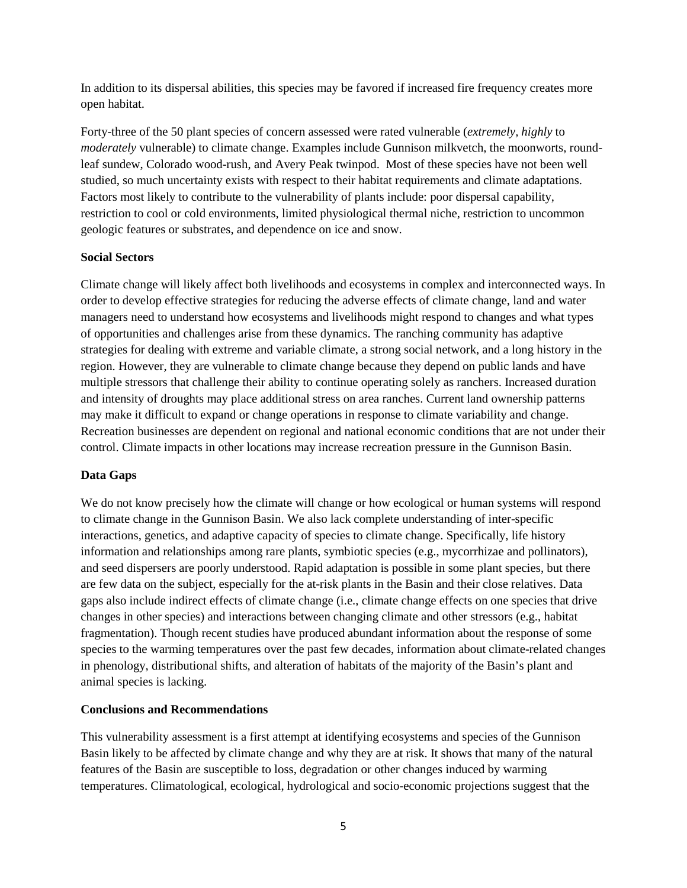In addition to its dispersal abilities, this species may be favored if increased fire frequency creates more open habitat.

Forty-three of the 50 plant species of concern assessed were rated vulnerable (*extremely, highly* to *moderately* vulnerable) to climate change. Examples include Gunnison milkvetch, the moonworts, round-leaf sundew, Colorado wood-rush, and Avery Peak twinpod. Most of these species have not been well studied, so much uncertainty exists with respect to their habitat requirements and climate adaptations. Factors most likely to contribute to the vulnerability of plants include: poor dispersal capability, restriction to cool or cold environments, limited physiological thermal niche, restriction to uncommon geologic features or substrates, and dependence on ice and snow.

**Social Sectors**

Climate change will likely affect both livelihoods and ecosystems in complex and interconnected ways. In order to develop effective strategies for reducing the adverse effects of climate change, land and water managers need to understand how ecosystems and livelihoods might respond to changes and what types of opportunities and challenges arise from these dynamics. The ranching community has adaptive strategies for dealing with extreme and variable climate, a strong social network, and a long history in the region. However, they are vulnerable to climate change because they depend on public lands and have multiple stressors that challenge their ability to continue operating solely as ranchers. Increased duration and intensity of droughts may place additional stress on area ranches. Current land ownership patterns may make it difficult to expand or change operations in response to climate variability and change. Recreation businesses are dependent on regional and national economic conditions that are not under their control. Climate impacts in other locations may increase recreation pressure in the Gunnison Basin.

**Data Gaps**

We do not know precisely how the climate will change or how ecological or human systems will respond to climate change in the Gunnison Basin. We also lack complete understanding of inter-specific interactions, genetics, and adaptive capacity of species to climate change. Specifically, life history information and relationships among rare plants, symbiotic species (e.g., mycorrhizae and pollinators), and seed dispersers are poorly understood. Rapid adaptation is possible in some plant species, but there are few data on the subject, especially for the at-risk plants in the Basin and their close relatives. Data gaps also include indirect effects of climate change (i.e., climate change effects on one species that drive changes in other species) and interactions between changing climate and other stressors (e.g., habitat fragmentation). Though recent studies have produced abundant information about the response of some species to the warming temperatures over the past few decades, information about climate-related changes in phenology, distributional shifts, and alteration of habitats of the majority of the Basin's plant and animal species is lacking.

**Conclusions and Recommendations**

This vulnerability assessment is a first attempt at identifying ecosystems and species of the Gunnison Basin likely to be affected by climate change and why they are at risk. It shows that many of the natural features of the Basin are susceptible to loss, degradation or other changes induced by warming temperatures. Climatological, ecological, hydrological and socio-economic projections suggest that the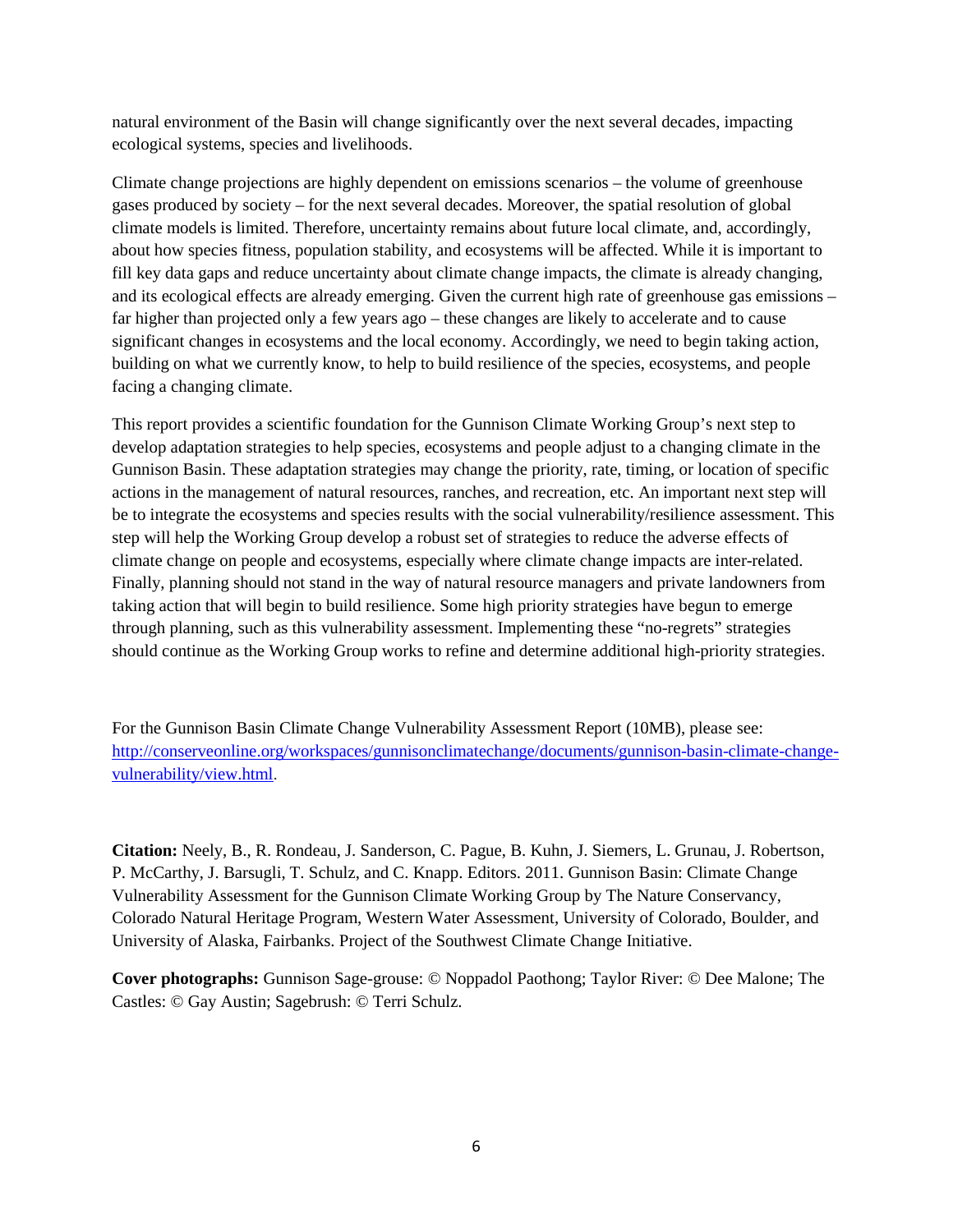natural environment of the Basin will change significantly over the next several decades, impacting ecological systems, species and livelihoods.

Climate change projections are highly dependent on emissions scenarios – the volume of greenhouse gases produced by society – for the next several decades. Moreover, the spatial resolution of global climate models is limited. Therefore, uncertainty remains about future local climate, and, accordingly, about how species fitness, population stability, and ecosystems will be affected. While it is important to fill key data gaps and reduce uncertainty about climate change impacts, the climate is already changing, and its ecological effects are already emerging. Given the current high rate of greenhouse gas emissions – far higher than projected only a few years ago – these changes are likely to accelerate and to cause significant changes in ecosystems and the local economy. Accordingly, we need to begin taking action, building on what we currently know, to help to build resilience of the species, ecosystems, and people facing a changing climate.

This report provides a scientific foundation for the Gunnison Climate Working Group's next step to develop adaptation strategies to help species, ecosystems and people adjust to a changing climate in the Gunnison Basin. These adaptation strategies may change the priority, rate, timing, or location of specific actions in the management of natural resources, ranches, and recreation, etc. An important next step will be to integrate the ecosystems and species results with the social vulnerability/resilience assessment. This step will help the Working Group develop a robust set of strategies to reduce the adverse effects of climate change on people and ecosystems, especially where climate change impacts are inter-related. Finally, planning should not stand in the way of natural resource managers and private landowners from taking action that will begin to build resilience. Some high priority strategies have begun to emerge through planning, such as this vulnerability assessment. Implementing these "no-regrets" strategies should continue as the Working Group works to refine and determine additional high-priority strategies.

For the Gunnison Basin Climate Change Vulnerability Assessment Report (10MB), please see: [http://conserveonline.org/workspaces/gunnisonclimatechange/documents/gunnison-basin-climate-change-vulnerability/view.html](http://conserveonline.org/workspaces/gunnisonclimatechange/documents/gunnison-basin-climate-change-vulnerability/view.html).

**Citation:** Neely, B., R. Rondeau, J. Sanderson, C. Pague, B. Kuhn, J. Siemers, L. Grunau, J. Robertson, P. McCarthy, J. Barsugli, T. Schulz, and C. Knapp. Editors. 2011. Gunnison Basin: Climate Change Vulnerability Assessment for the Gunnison Climate Working Group by The Nature Conservancy, Colorado Natural Heritage Program, Western Water Assessment, University of Colorado, Boulder, and University of Alaska, Fairbanks. Project of the Southwest Climate Change Initiative.

**Cover photographs:** Gunnison Sage-grouse: © Noppadol Paothong; Taylor River: © Dee Malone; The Castles: © Gay Austin; Sagebrush: © Terri Schulz.